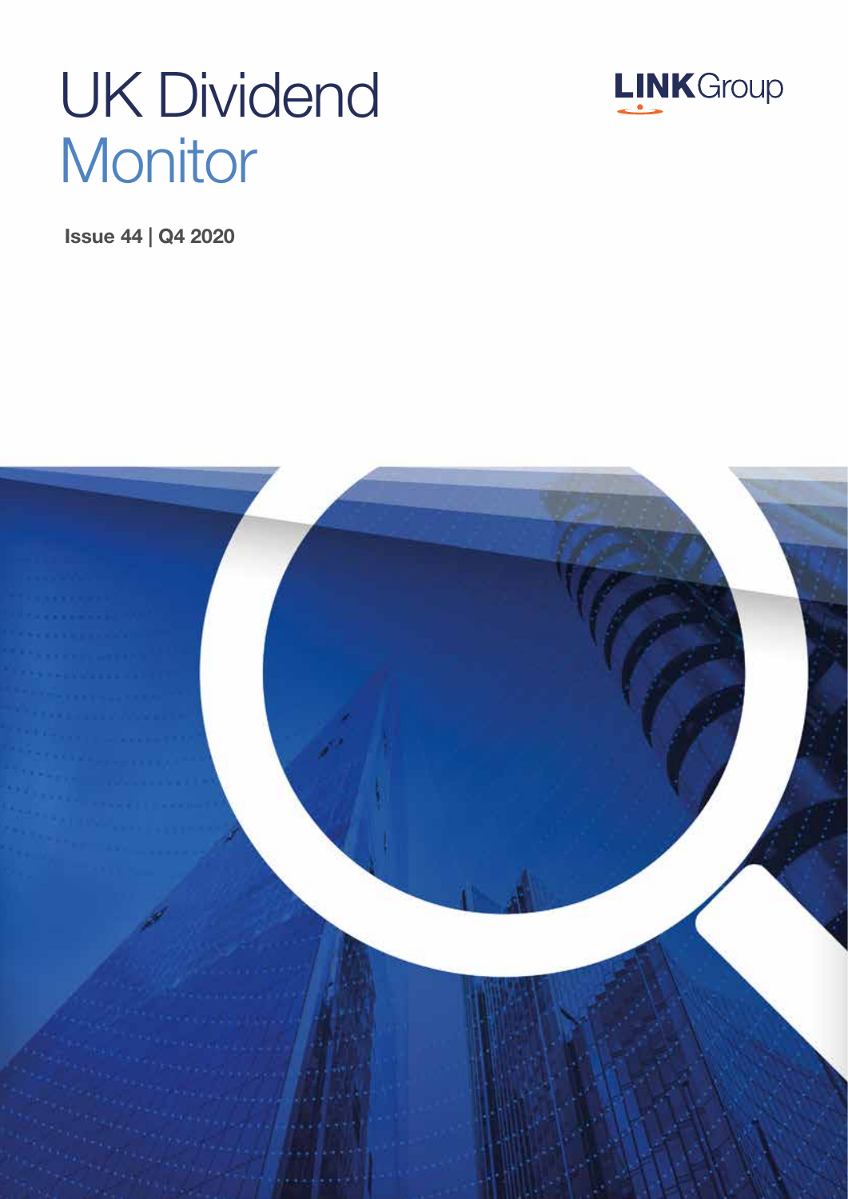# UK Dividend Monitor

LINK Group

**Issue 44 | Q4 2020**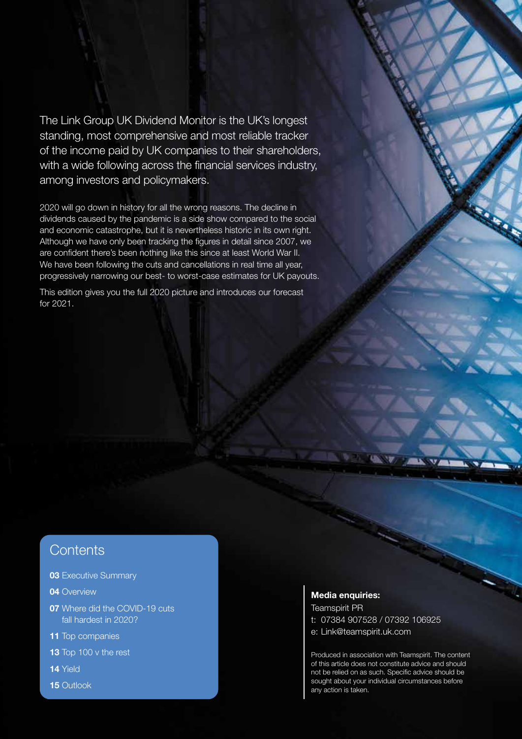The Link Group UK Dividend Monitor is the UK's longest standing, most comprehensive and most reliable tracker of the income paid by UK companies to their shareholders, with a wide following across the financial services industry, among investors and policymakers.

2020 will go down in history for all the wrong reasons. The decline in dividends caused by the pandemic is a side show compared to the social and economic catastrophe, but it is nevertheless historic in its own right. Although we have only been tracking the figures in detail since 2007, we are confident there's been nothing like this since at least World War II. We have been following the cuts and cancellations in real time all year, progressively narrowing our best- to worst-case estimates for UK payouts.

This edition gives you the full 2020 picture and introduces our forecast for 2021.

## Contents

- **03** Executive Summary
- **04** Overview
- **07** Where did the COVID-19 cuts fall hardest in 2020?
- **11** Top companies
- **13** Top 100 v the rest
- **14** Yield
- **15** Outlook

**Media enquiries:**
Teamspirit PR
t: 07384 907528 / 07392 106925
e: Link@teamspirit.uk.com

Produced in association with Teamspirit. The content of this article does not constitute advice and should not be relied on as such. Specific advice should be sought about your individual circumstances before any action is taken.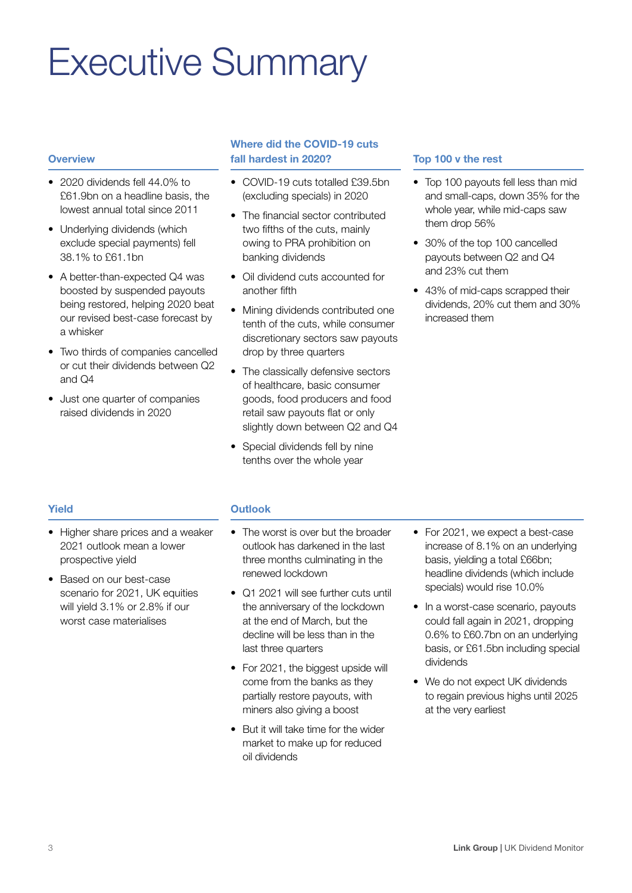# Executive Summary

## Overview

- 2020 dividends fell 44.0% to £61.9bn on a headline basis, the lowest annual total since 2011
- Underlying dividends (which exclude special payments) fell 38.1% to £61.1bn
- A better-than-expected Q4 was boosted by suspended payouts being restored, helping 2020 beat our revised best-case forecast by a whisker
- Two thirds of companies cancelled or cut their dividends between Q2 and Q4
- Just one quarter of companies raised dividends in 2020

## Where did the COVID-19 cuts fall hardest in 2020?

- COVID-19 cuts totalled £39.5bn (excluding specials) in 2020
- The financial sector contributed two fifths of the cuts, mainly owing to PRA prohibition on banking dividends
- Oil dividend cuts accounted for another fifth
- Mining dividends contributed one tenth of the cuts, while consumer discretionary sectors saw payouts drop by three quarters
- The classically defensive sectors of healthcare, basic consumer goods, food producers and food retail saw payouts flat or only slightly down between Q2 and Q4
- Special dividends fell by nine tenths over the whole year

## Top 100 v the rest

- Top 100 payouts fell less than mid and small-caps, down 35% for the whole year, while mid-caps saw them drop 56%
- 30% of the top 100 cancelled payouts between Q2 and Q4 and 23% cut them
- 43% of mid-caps scrapped their dividends, 20% cut them and 30% increased them

## Yield

- Higher share prices and a weaker 2021 outlook mean a lower prospective yield
- Based on our best-case scenario for 2021, UK equities will yield 3.1% or 2.8% if our worst case materialises

## Outlook

- The worst is over but the broader outlook has darkened in the last three months culminating in the renewed lockdown
- Q1 2021 will see further cuts until the anniversary of the lockdown at the end of March, but the decline will be less than in the last three quarters
- For 2021, the biggest upside will come from the banks as they partially restore payouts, with miners also giving a boost
- But it will take time for the wider market to make up for reduced oil dividends
- For 2021, we expect a best-case increase of 8.1% on an underlying basis, yielding a total £66bn; headline dividends (which include specials) would rise 10.0%
- In a worst-case scenario, payouts could fall again in 2021, dropping 0.6% to £60.7bn on an underlying basis, or £61.5bn including special dividends
- We do not expect UK dividends to regain previous highs until 2025 at the very earliest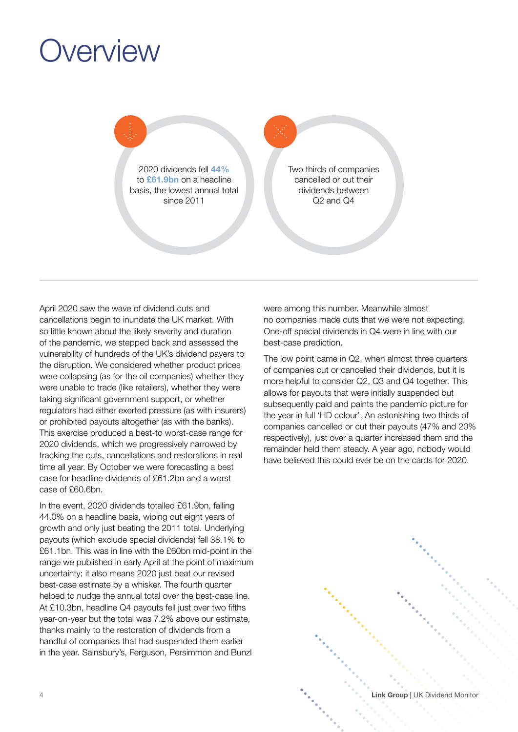# Overview

2020 dividends fell **44%** to **£61.9bn** on a headline basis, the lowest annual total since 2011

Two thirds of companies cancelled or cut their dividends between Q2 and Q4

April 2020 saw the wave of dividend cuts and cancellations begin to inundate the UK market. With so little known about the likely severity and duration of the pandemic, we stepped back and assessed the vulnerability of hundreds of the UK's dividend payers to the disruption. We considered whether product prices were collapsing (as for the oil companies) whether they were unable to trade (like retailers), whether they were taking significant government support, or whether regulators had either exerted pressure (as with insurers) or prohibited payouts altogether (as with the banks). This exercise produced a best-to worst-case range for 2020 dividends, which we progressively narrowed by tracking the cuts, cancellations and restorations in real time all year. By October we were forecasting a best case for headline dividends of £61.2bn and a worst case of £60.6bn.

In the event, 2020 dividends totalled £61.9bn, falling 44.0% on a headline basis, wiping out eight years of growth and only just beating the 2011 total. Underlying payouts (which exclude special dividends) fell 38.1% to £61.1bn. This was in line with the £60bn mid-point in the range we published in early April at the point of maximum uncertainty; it also means 2020 just beat our revised best-case estimate by a whisker. The fourth quarter helped to nudge the annual total over the best-case line. At £10.3bn, headline Q4 payouts fell just over two fifths year-on-year but the total was 7.2% above our estimate, thanks mainly to the restoration of dividends from a handful of companies that had suspended them earlier in the year. Sainsbury's, Ferguson, Persimmon and Bunzl were among this number. Meanwhile almost no companies made cuts that we were not expecting. One-off special dividends in Q4 were in line with our best-case prediction.

The low point came in Q2, when almost three quarters of companies cut or cancelled their dividends, but it is more helpful to consider Q2, Q3 and Q4 together. This allows for payouts that were initially suspended but subsequently paid and paints the pandemic picture for the year in full 'HD colour'. An astonishing two thirds of companies cancelled or cut their payouts (47% and 20% respectively), just over a quarter increased them and the remainder held them steady. A year ago, nobody would have believed this could ever be on the cards for 2020.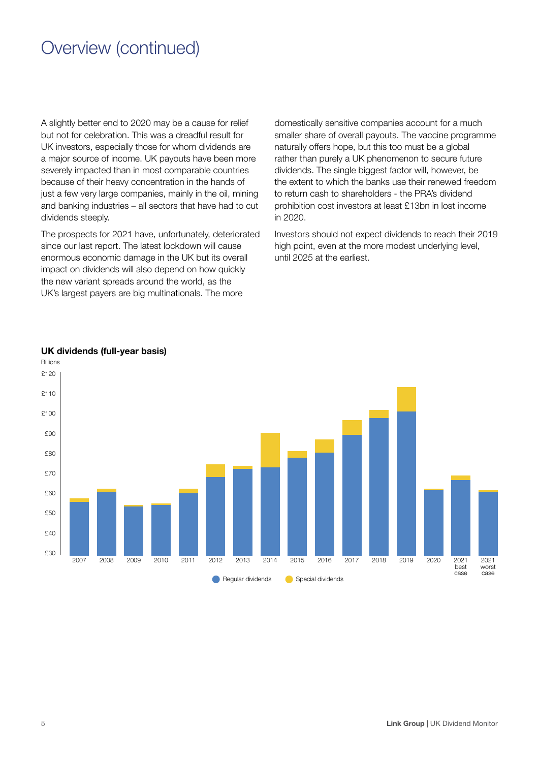# Overview (continued)

A slightly better end to 2020 may be a cause for relief but not for celebration. This was a dreadful result for UK investors, especially those for whom dividends are a major source of income. UK payouts have been more severely impacted than in most comparable countries because of their heavy concentration in the hands of just a few very large companies, mainly in the oil, mining and banking industries – all sectors that have had to cut dividends steeply.

The prospects for 2021 have, unfortunately, deteriorated since our last report. The latest lockdown will cause enormous economic damage in the UK but its overall impact on dividends will also depend on how quickly the new variant spreads around the world, as the UK's largest payers are big multinationals. The more domestically sensitive companies account for a much smaller share of overall payouts. The vaccine programme naturally offers hope, but this too must be a global rather than purely a UK phenomenon to secure future dividends. The single biggest factor will, however, be the extent to which the banks use their renewed freedom to return cash to shareholders - the PRA's dividend prohibition cost investors at least £13bn in lost income in 2020.

Investors should not expect dividends to reach their 2019 high point, even at the more modest underlying level, until 2025 at the earliest.

**UK dividends (full-year basis)**

Billions

Regular dividends / Special dividends — years 2007–2020, 2021 best case, 2021 worst case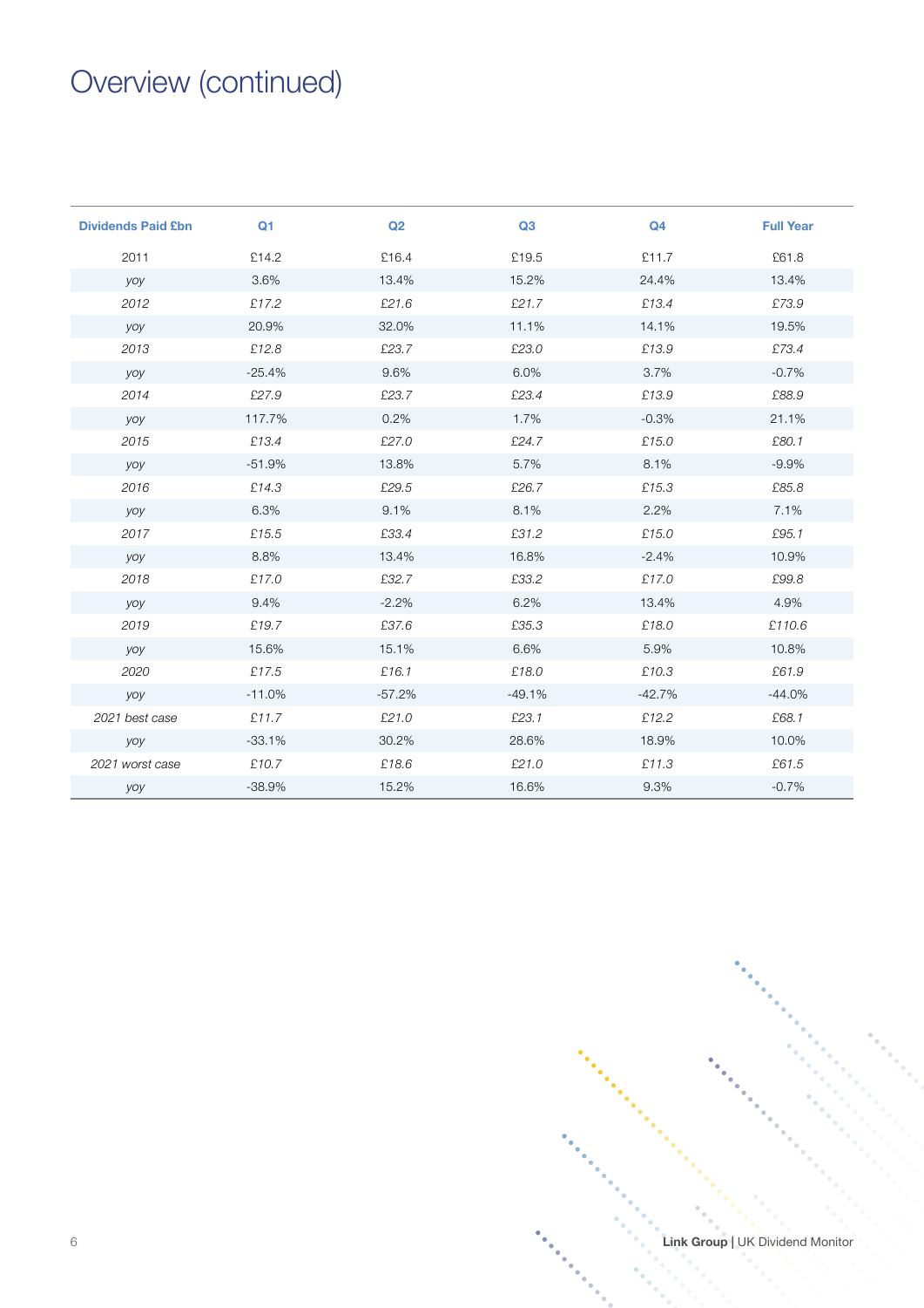# Overview (continued)

| Dividends Paid £bn | Q1 | Q2 | Q3 | Q4 | Full Year |
|---|---|---|---|---|---|
| 2011 | £14.2 | £16.4 | £19.5 | £11.7 | £61.8 |
| *yoy* | 3.6% | 13.4% | 15.2% | 24.4% | 13.4% |
| *2012* | *£17.2* | *£21.6* | *£21.7* | *£13.4* | *£73.9* |
| *yoy* | 20.9% | 32.0% | 11.1% | 14.1% | 19.5% |
| *2013* | *£12.8* | *£23.7* | *£23.0* | *£13.9* | *£73.4* |
| *yoy* | -25.4% | 9.6% | 6.0% | 3.7% | -0.7% |
| *2014* | *£27.9* | *£23.7* | *£23.4* | *£13.9* | *£88.9* |
| *yoy* | 117.7% | 0.2% | 1.7% | -0.3% | 21.1% |
| *2015* | *£13.4* | *£27.0* | *£24.7* | *£15.0* | *£80.1* |
| *yoy* | -51.9% | 13.8% | 5.7% | 8.1% | -9.9% |
| *2016* | *£14.3* | *£29.5* | *£26.7* | *£15.3* | *£85.8* |
| *yoy* | 6.3% | 9.1% | 8.1% | 2.2% | 7.1% |
| *2017* | *£15.5* | *£33.4* | *£31.2* | *£15.0* | *£95.1* |
| *yoy* | 8.8% | 13.4% | 16.8% | -2.4% | 10.9% |
| *2018* | *£17.0* | *£32.7* | *£33.2* | *£17.0* | *£99.8* |
| *yoy* | 9.4% | -2.2% | 6.2% | 13.4% | 4.9% |
| *2019* | *£19.7* | *£37.6* | *£35.3* | *£18.0* | *£110.6* |
| *yoy* | 15.6% | 15.1% | 6.6% | 5.9% | 10.8% |
| *2020* | *£17.5* | *£16.1* | *£18.0* | *£10.3* | *£61.9* |
| *yoy* | -11.0% | -57.2% | -49.1% | -42.7% | -44.0% |
| *2021 best case* | *£11.7* | *£21.0* | *£23.1* | *£12.2* | *£68.1* |
| *yoy* | -33.1% | 30.2% | 28.6% | 18.9% | 10.0% |
| *2021 worst case* | *£10.7* | *£18.6* | *£21.0* | *£11.3* | *£61.5* |
| *yoy* | -38.9% | 15.2% | 16.6% | 9.3% | -0.7% |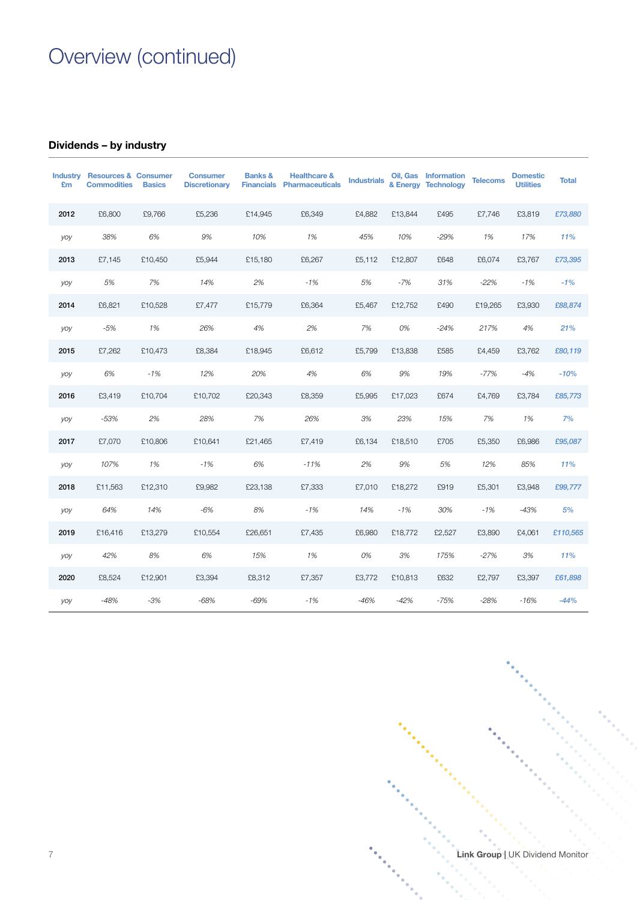# Overview (continued)

## Dividends – by industry

| Industry £m | Resources & Commodities | Consumer Basics | Consumer Discretionary | Banks & Financials | Healthcare & Pharmaceuticals | Industrials | Oil, Gas & Energy | Information Technology | Telecoms | Domestic Utilities | Total |
|---|---|---|---|---|---|---|---|---|---|---|---|
| **2012** | £6,800 | £9,766 | £5,236 | £14,945 | £6,349 | £4,882 | £13,844 | £495 | £7,746 | £3,819 | *£73,880* |
| *yoy* | *38%* | *6%* | *9%* | *10%* | *1%* | *45%* | *10%* | *-29%* | *1%* | *17%* | *11%* |
| **2013** | £7,145 | £10,450 | £5,944 | £15,180 | £6,267 | £5,112 | £12,807 | £648 | £6,074 | £3,767 | *£73,395* |
| *yoy* | *5%* | *7%* | *14%* | *2%* | *-1%* | *5%* | *-7%* | *31%* | *-22%* | *-1%* | *-1%* |
| **2014** | £6,821 | £10,528 | £7,477 | £15,779 | £6,364 | £5,467 | £12,752 | £490 | £19,265 | £3,930 | *£88,874* |
| *yoy* | *-5%* | *1%* | *26%* | *4%* | *2%* | *7%* | *0%* | *-24%* | *217%* | *4%* | *21%* |
| **2015** | £7,262 | £10,473 | £8,384 | £18,945 | £6,612 | £5,799 | £13,838 | £585 | £4,459 | £3,762 | *£80,119* |
| *yoy* | *6%* | *-1%* | *12%* | *20%* | *4%* | *6%* | *9%* | *19%* | *-77%* | *-4%* | *-10%* |
| **2016** | £3,419 | £10,704 | £10,702 | £20,343 | £8,359 | £5,995 | £17,023 | £674 | £4,769 | £3,784 | *£85,773* |
| *yoy* | *-53%* | *2%* | *28%* | *7%* | *26%* | *3%* | *23%* | *15%* | *7%* | *1%* | *7%* |
| **2017** | £7,070 | £10,806 | £10,641 | £21,465 | £7,419 | £6,134 | £18,510 | £705 | £5,350 | £6,986 | *£95,087* |
| *yoy* | *107%* | *1%* | *-1%* | *6%* | *-11%* | *2%* | *9%* | *5%* | *12%* | *85%* | *11%* |
| **2018** | £11,563 | £12,310 | £9,982 | £23,138 | £7,333 | £7,010 | £18,272 | £919 | £5,301 | £3,948 | *£99,777* |
| *yoy* | *64%* | *14%* | *-6%* | *8%* | *-1%* | *14%* | *-1%* | *30%* | *-1%* | *-43%* | *5%* |
| **2019** | £16,416 | £13,279 | £10,554 | £26,651 | £7,435 | £6,980 | £18,772 | £2,527 | £3,890 | £4,061 | *£110,565* |
| *yoy* | *42%* | *8%* | *6%* | *15%* | *1%* | *0%* | *3%* | *175%* | *-27%* | *3%* | *11%* |
| **2020** | £8,524 | £12,901 | £3,394 | £8,312 | £7,357 | £3,772 | £10,813 | £632 | £2,797 | £3,397 | *£61,898* |
| *yoy* | *-48%* | *-3%* | *-68%* | *-69%* | *-1%* | *-46%* | *-42%* | *-75%* | *-28%* | *-16%* | *-44%* |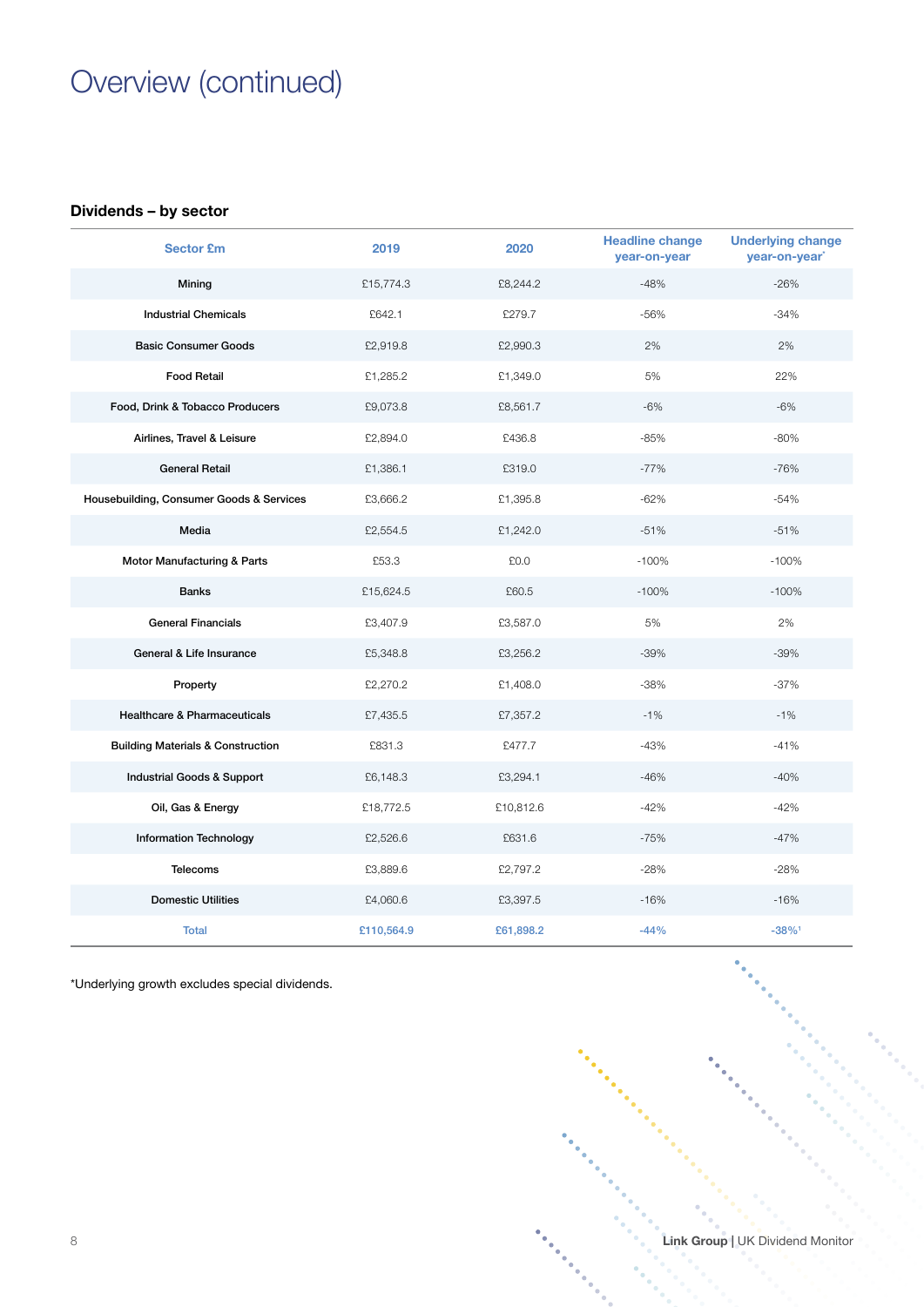# Overview (continued)

## Dividends – by sector

| Sector £m | 2019 | 2020 | Headline change year-on-year | Underlying change year-on-year* |
|---|---|---|---|---|
| Mining | £15,774.3 | £8,244.2 | -48% | -26% |
| Industrial Chemicals | £642.1 | £279.7 | -56% | -34% |
| Basic Consumer Goods | £2,919.8 | £2,990.3 | 2% | 2% |
| Food Retail | £1,285.2 | £1,349.0 | 5% | 22% |
| Food, Drink & Tobacco Producers | £9,073.8 | £8,561.7 | -6% | -6% |
| Airlines, Travel & Leisure | £2,894.0 | £436.8 | -85% | -80% |
| General Retail | £1,386.1 | £319.0 | -77% | -76% |
| Housebuilding, Consumer Goods & Services | £3,666.2 | £1,395.8 | -62% | -54% |
| Media | £2,554.5 | £1,242.0 | -51% | -51% |
| Motor Manufacturing & Parts | £53.3 | £0.0 | -100% | -100% |
| Banks | £15,624.5 | £60.5 | -100% | -100% |
| General Financials | £3,407.9 | £3,587.0 | 5% | 2% |
| General & Life Insurance | £5,348.8 | £3,256.2 | -39% | -39% |
| Property | £2,270.2 | £1,408.0 | -38% | -37% |
| Healthcare & Pharmaceuticals | £7,435.5 | £7,357.2 | -1% | -1% |
| Building Materials & Construction | £831.3 | £477.7 | -43% | -41% |
| Industrial Goods & Support | £6,148.3 | £3,294.1 | -46% | -40% |
| Oil, Gas & Energy | £18,772.5 | £10,812.6 | -42% | -42% |
| Information Technology | £2,526.6 | £631.6 | -75% | -47% |
| Telecoms | £3,889.6 | £2,797.2 | -28% | -28% |
| Domestic Utilities | £4,060.6 | £3,397.5 | -16% | -16% |
| Total | £110,564.9 | £61,898.2 | -44% | -38%[1] |

*Underlying growth excludes special dividends.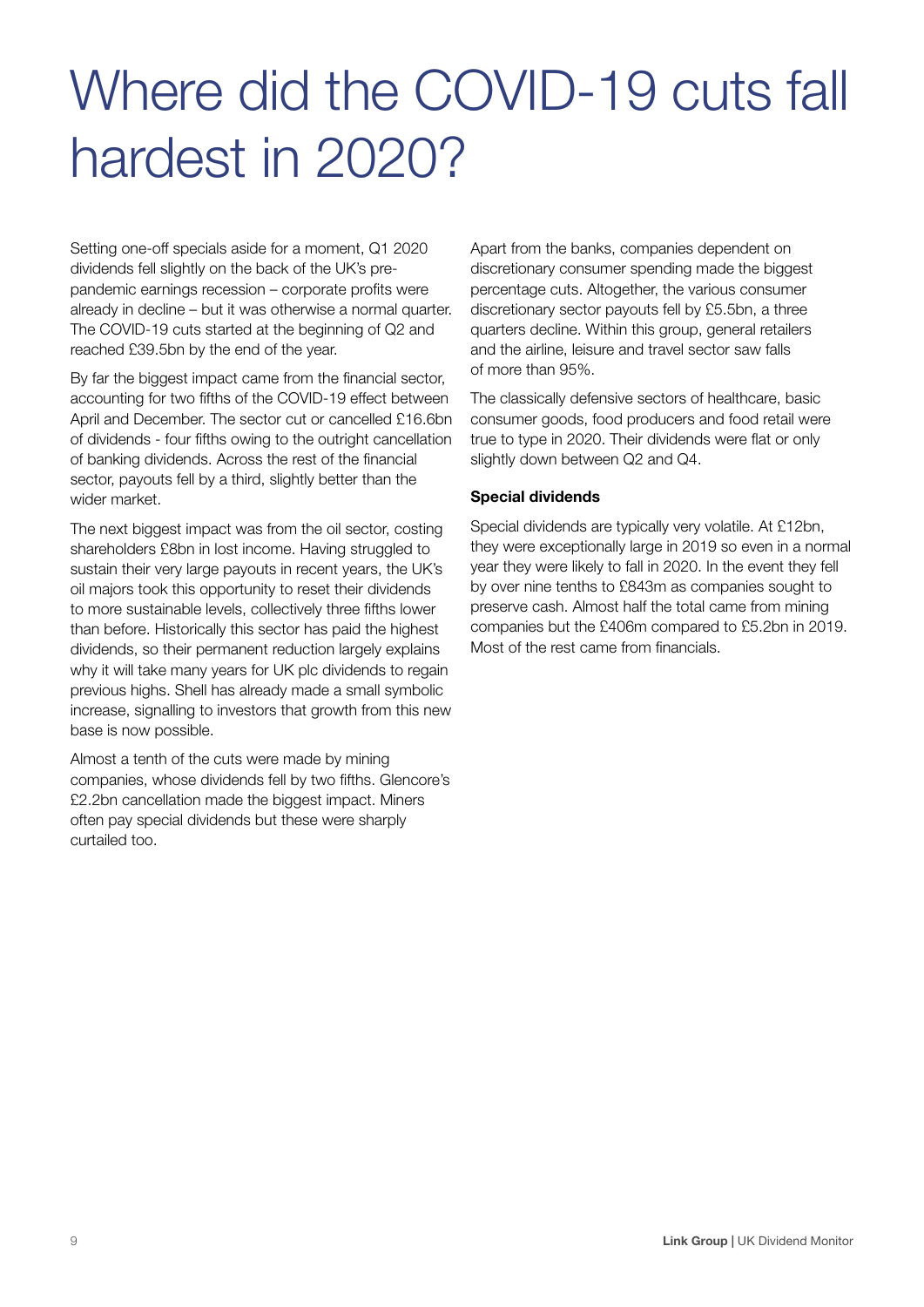# Where did the COVID-19 cuts fall hardest in 2020?

Setting one-off specials aside for a moment, Q1 2020 dividends fell slightly on the back of the UK's pre-pandemic earnings recession – corporate profits were already in decline – but it was otherwise a normal quarter. The COVID-19 cuts started at the beginning of Q2 and reached £39.5bn by the end of the year.

By far the biggest impact came from the financial sector, accounting for two fifths of the COVID-19 effect between April and December. The sector cut or cancelled £16.6bn of dividends - four fifths owing to the outright cancellation of banking dividends. Across the rest of the financial sector, payouts fell by a third, slightly better than the wider market.

The next biggest impact was from the oil sector, costing shareholders £8bn in lost income. Having struggled to sustain their very large payouts in recent years, the UK's oil majors took this opportunity to reset their dividends to more sustainable levels, collectively three fifths lower than before. Historically this sector has paid the highest dividends, so their permanent reduction largely explains why it will take many years for UK plc dividends to regain previous highs. Shell has already made a small symbolic increase, signalling to investors that growth from this new base is now possible.

Almost a tenth of the cuts were made by mining companies, whose dividends fell by two fifths. Glencore's £2.2bn cancellation made the biggest impact. Miners often pay special dividends but these were sharply curtailed too.

Apart from the banks, companies dependent on discretionary consumer spending made the biggest percentage cuts. Altogether, the various consumer discretionary sector payouts fell by £5.5bn, a three quarters decline. Within this group, general retailers and the airline, leisure and travel sector saw falls of more than 95%.

The classically defensive sectors of healthcare, basic consumer goods, food producers and food retail were true to type in 2020. Their dividends were flat or only slightly down between Q2 and Q4.

**Special dividends**

Special dividends are typically very volatile. At £12bn, they were exceptionally large in 2019 so even in a normal year they were likely to fall in 2020. In the event they fell by over nine tenths to £843m as companies sought to preserve cash. Almost half the total came from mining companies but the £406m compared to £5.2bn in 2019. Most of the rest came from financials.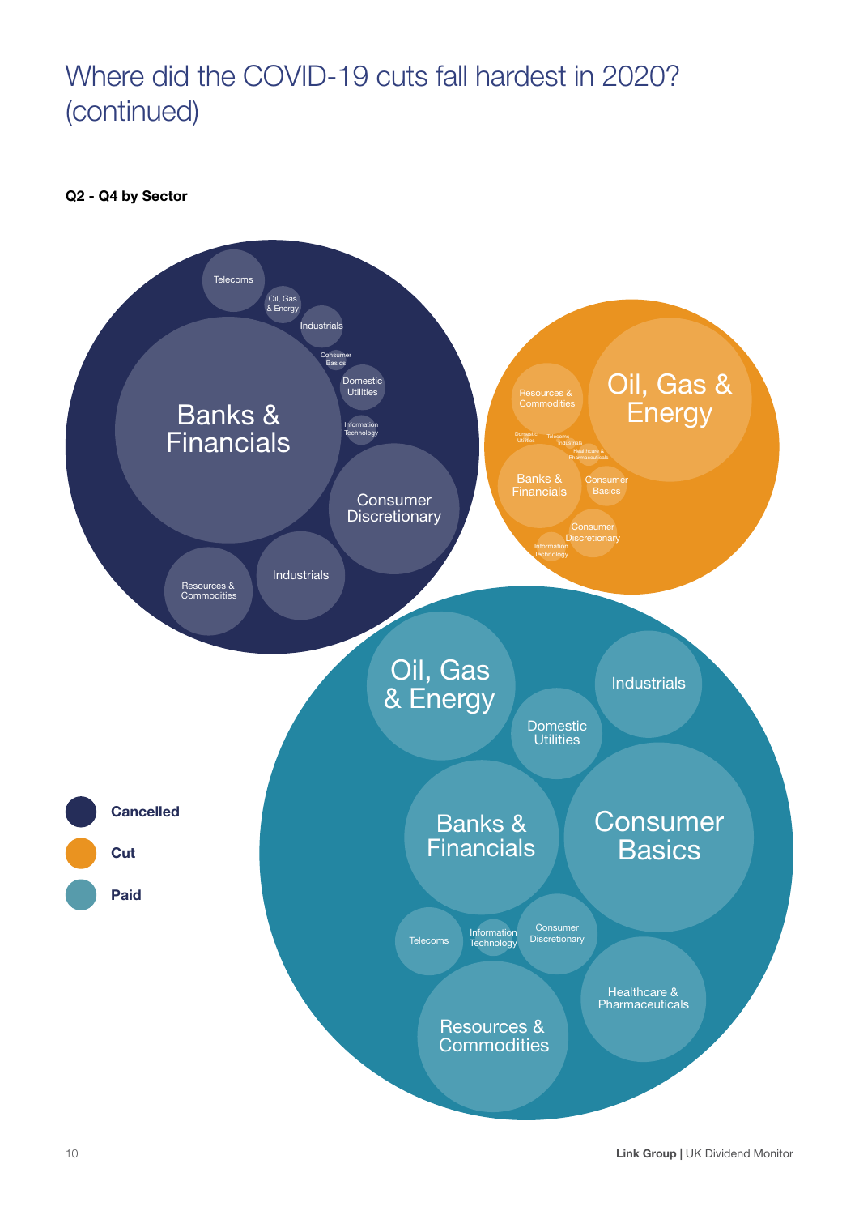# Where did the COVID-19 cuts fall hardest in 2020? (continued)

**Q2 - Q4 by Sector**

Cancelled: Telecoms, Oil, Gas & Energy, Industrials, Consumer Basics, Domestic Utilities, Information Technology, Banks & Financials, Consumer Discretionary, Industrials, Resources & Commodities

Cut: Oil, Gas & Energy, Resources & Commodities, Domestic Utilities, Telecoms, Industrials, Healthcare & Pharmaceuticals, Banks & Financials, Consumer Basics, Consumer Discretionary, Information Technology

Paid: Oil, Gas & Energy, Industrials, Domestic Utilities, Banks & Financials, Consumer Basics, Telecoms, Information Technology, Consumer Discretionary, Healthcare & Pharmaceuticals, Resources & Commodities

- Cancelled
- Cut
- Paid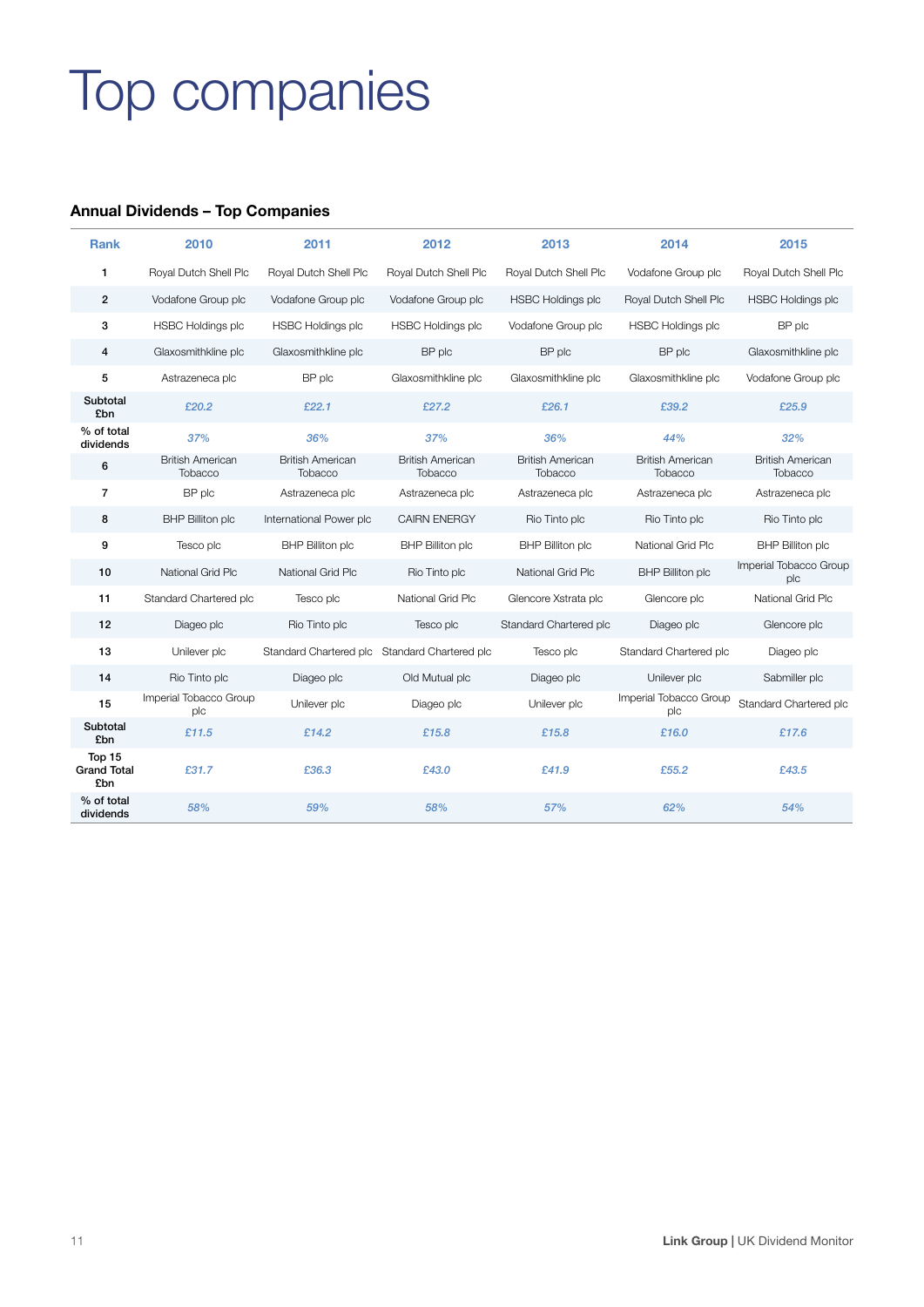# Top companies

### Annual Dividends – Top Companies

| Rank | 2010 | 2011 | 2012 | 2013 | 2014 | 2015 |
|---|---|---|---|---|---|---|
| 1 | Royal Dutch Shell Plc | Royal Dutch Shell Plc | Royal Dutch Shell Plc | Royal Dutch Shell Plc | Vodafone Group plc | Royal Dutch Shell Plc |
| 2 | Vodafone Group plc | Vodafone Group plc | Vodafone Group plc | HSBC Holdings plc | Royal Dutch Shell Plc | HSBC Holdings plc |
| 3 | HSBC Holdings plc | HSBC Holdings plc | HSBC Holdings plc | Vodafone Group plc | HSBC Holdings plc | BP plc |
| 4 | Glaxosmithkline plc | Glaxosmithkline plc | BP plc | BP plc | BP plc | Glaxosmithkline plc |
| 5 | Astrazeneca plc | BP plc | Glaxosmithkline plc | Glaxosmithkline plc | Glaxosmithkline plc | Vodafone Group plc |
| **Subtotal £bn** | *£20.2* | *£22.1* | *£27.2* | *£26.1* | *£39.2* | *£25.9* |
| **% of total dividends** | *37%* | *36%* | *37%* | *36%* | *44%* | *32%* |
| 6 | British American Tobacco | British American Tobacco | British American Tobacco | British American Tobacco | British American Tobacco | British American Tobacco |
| 7 | BP plc | Astrazeneca plc | Astrazeneca plc | Astrazeneca plc | Astrazeneca plc | Astrazeneca plc |
| 8 | BHP Billiton plc | International Power plc | CAIRN ENERGY | Rio Tinto plc | Rio Tinto plc | Rio Tinto plc |
| 9 | Tesco plc | BHP Billiton plc | BHP Billiton plc | BHP Billiton plc | National Grid Plc | BHP Billiton plc |
| 10 | National Grid Plc | National Grid Plc | Rio Tinto plc | National Grid Plc | BHP Billiton plc | Imperial Tobacco Group plc |
| 11 | Standard Chartered plc | Tesco plc | National Grid Plc | Glencore Xstrata plc | Glencore plc | National Grid Plc |
| 12 | Diageo plc | Rio Tinto plc | Tesco plc | Standard Chartered plc | Diageo plc | Glencore plc |
| 13 | Unilever plc | Standard Chartered plc | Standard Chartered plc | Tesco plc | Standard Chartered plc | Diageo plc |
| 14 | Rio Tinto plc | Diageo plc | Old Mutual plc | Diageo plc | Unilever plc | Sabmiller plc |
| 15 | Imperial Tobacco Group plc | Unilever plc | Diageo plc | Unilever plc | Imperial Tobacco Group plc | Standard Chartered plc |
| **Subtotal £bn** | *£11.5* | *£14.2* | *£15.8* | *£15.8* | *£16.0* | *£17.6* |
| **Top 15 Grand Total £bn** | *£31.7* | *£36.3* | *£43.0* | *£41.9* | *£55.2* | *£43.5* |
| **% of total dividends** | *58%* | *59%* | *58%* | *57%* | *62%* | *54%* |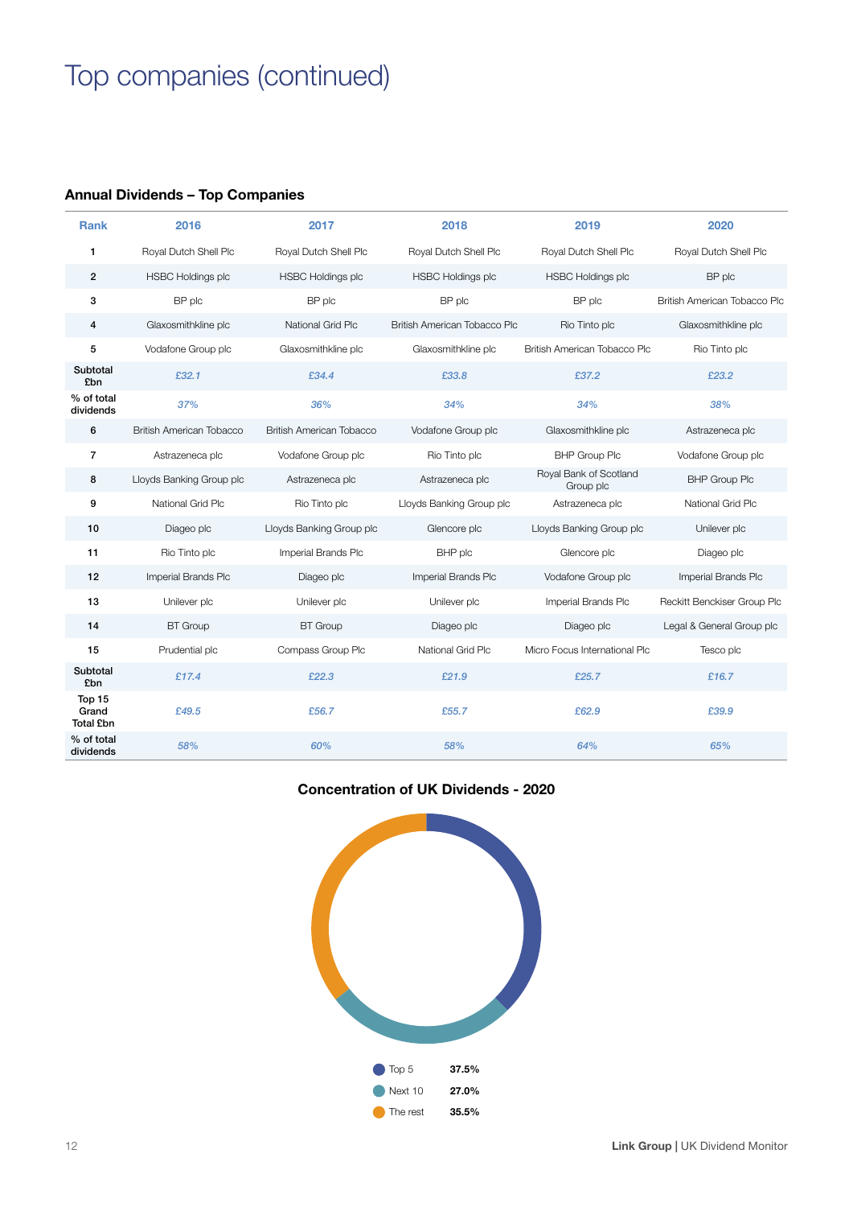# Top companies (continued)

## Annual Dividends – Top Companies

| Rank | 2016 | 2017 | 2018 | 2019 | 2020 |
|---|---|---|---|---|---|
| 1 | Royal Dutch Shell Plc | Royal Dutch Shell Plc | Royal Dutch Shell Plc | Royal Dutch Shell Plc | Royal Dutch Shell Plc |
| 2 | HSBC Holdings plc | HSBC Holdings plc | HSBC Holdings plc | HSBC Holdings plc | BP plc |
| 3 | BP plc | BP plc | BP plc | BP plc | British American Tobacco Plc |
| 4 | Glaxosmithkline plc | National Grid Plc | British American Tobacco Plc | Rio Tinto plc | Glaxosmithkline plc |
| 5 | Vodafone Group plc | Glaxosmithkline plc | Glaxosmithkline plc | British American Tobacco Plc | Rio Tinto plc |
| Subtotal £bn | *£32.1* | *£34.4* | *£33.8* | *£37.2* | *£23.2* |
| % of total dividends | *37%* | *36%* | *34%* | *34%* | *38%* |
| 6 | British American Tobacco | British American Tobacco | Vodafone Group plc | Glaxosmithkline plc | Astrazeneca plc |
| 7 | Astrazeneca plc | Vodafone Group plc | Rio Tinto plc | BHP Group Plc | Vodafone Group plc |
| 8 | Lloyds Banking Group plc | Astrazeneca plc | Astrazeneca plc | Royal Bank of Scotland Group plc | BHP Group Plc |
| 9 | National Grid Plc | Rio Tinto plc | Lloyds Banking Group plc | Astrazeneca plc | National Grid Plc |
| 10 | Diageo plc | Lloyds Banking Group plc | Glencore plc | Lloyds Banking Group plc | Unilever plc |
| 11 | Rio Tinto plc | Imperial Brands Plc | BHP plc | Glencore plc | Diageo plc |
| 12 | Imperial Brands Plc | Diageo plc | Imperial Brands Plc | Vodafone Group plc | Imperial Brands Plc |
| 13 | Unilever plc | Unilever plc | Unilever plc | Imperial Brands Plc | Reckitt Benckiser Group Plc |
| 14 | BT Group | BT Group | Diageo plc | Diageo plc | Legal & General Group plc |
| 15 | Prudential plc | Compass Group Plc | National Grid Plc | Micro Focus International Plc | Tesco plc |
| Subtotal £bn | *£17.4* | *£22.3* | *£21.9* | *£25.7* | *£16.7* |
| Top 15 Grand Total £bn | *£49.5* | *£56.7* | *£55.7* | *£62.9* | *£39.9* |
| % of total dividends | *58%* | *60%* | *58%* | *64%* | *65%* |

## Concentration of UK Dividends - 2020

| | |
|---|---|
| Top 5 | **37.5%** |
| Next 10 | **27.0%** |
| The rest | **35.5%** |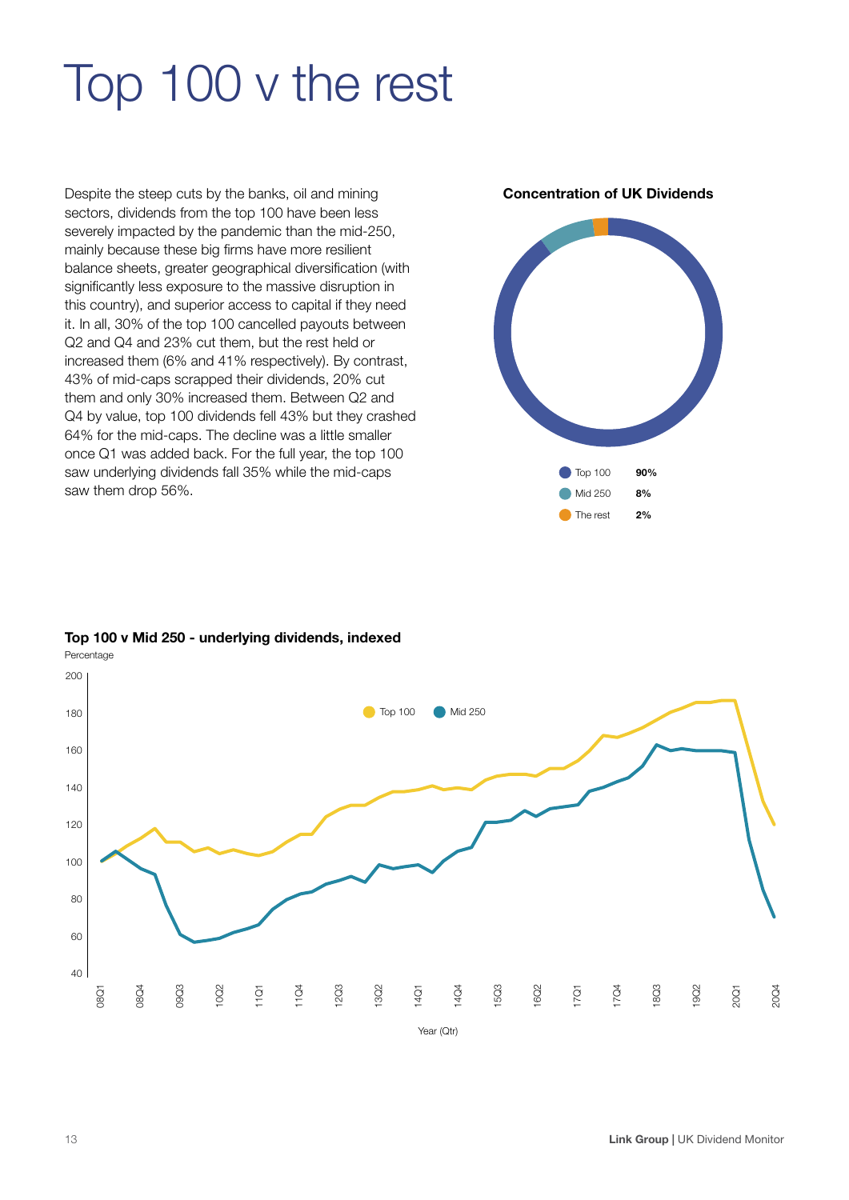# Top 100 v the rest

Despite the steep cuts by the banks, oil and mining sectors, dividends from the top 100 have been less severely impacted by the pandemic than the mid-250, mainly because these big firms have more resilient balance sheets, greater geographical diversification (with significantly less exposure to the massive disruption in this country), and superior access to capital if they need it. In all, 30% of the top 100 cancelled payouts between Q2 and Q4 and 23% cut them, but the rest held or increased them (6% and 41% respectively). By contrast, 43% of mid-caps scrapped their dividends, 20% cut them and only 30% increased them. Between Q2 and Q4 by value, top 100 dividends fell 43% but they crashed 64% for the mid-caps. The decline was a little smaller once Q1 was added back. For the full year, the top 100 saw underlying dividends fall 35% while the mid-caps saw them drop 56%.

**Concentration of UK Dividends**

| | |
|---|---|
| Top 100 | 90% |
| Mid 250 | 8% |
| The rest | 2% |

**Top 100 v Mid 250 - underlying dividends, indexed**

Percentage

Top 100 · Mid 250

Year (Qtr)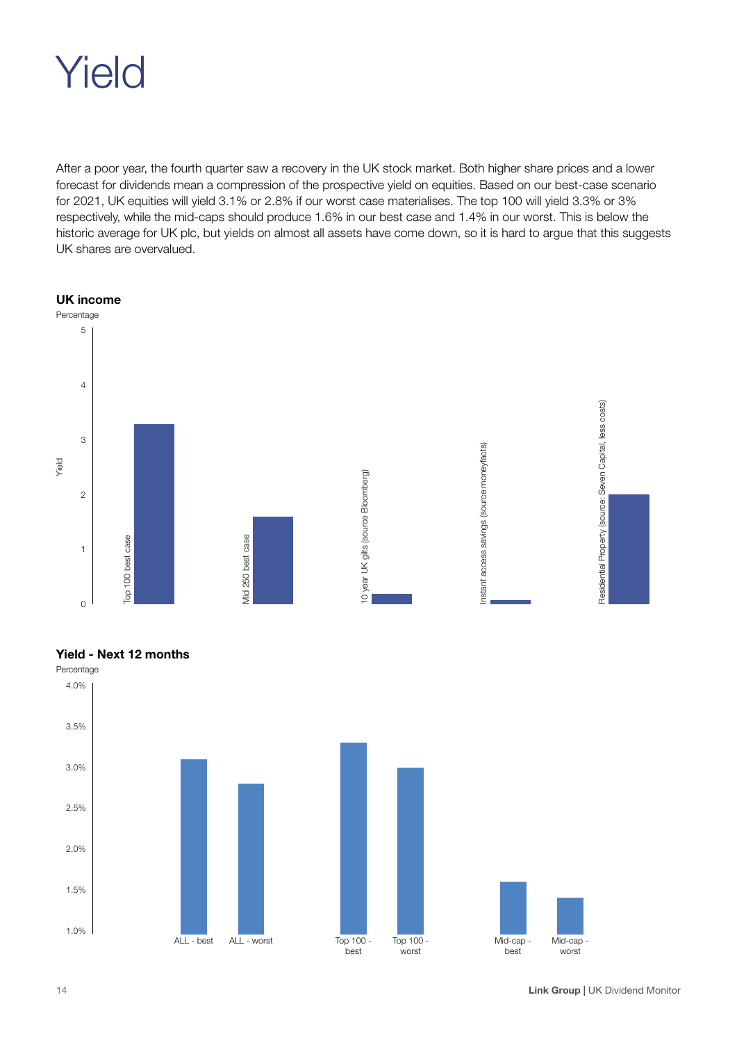# Yield

After a poor year, the fourth quarter saw a recovery in the UK stock market. Both higher share prices and a lower forecast for dividends mean a compression of the prospective yield on equities. Based on our best-case scenario for 2021, UK equities will yield 3.1% or 2.8% if our worst case materialises. The top 100 will yield 3.3% or 3% respectively, while the mid-caps should produce 1.6% in our best case and 1.4% in our worst. This is below the historic average for UK plc, but yields on almost all assets have come down, so it is hard to argue that this suggests UK shares are overvalued.

**UK income**

Percentage

| Asset | Yield |
|---|---|
| Top 100 best case | 3.3 |
| Mid 250 best case | 1.6 |
| 10 year UK gilts (source Bloomberg) | 0.2 |
| Instant access savings (source moneyfacts) | 0.1 |
| Residential Property (source: Seven Capital, less costs) | 2.0 |

**Yield - Next 12 months**

Percentage

| Category | Yield |
|---|---|
| ALL - best | 3.1% |
| ALL - worst | 2.8% |
| Top 100 - best | 3.3% |
| Top 100 - worst | 3.0% |
| Mid-cap - best | 1.6% |
| Mid-cap - worst | 1.4% |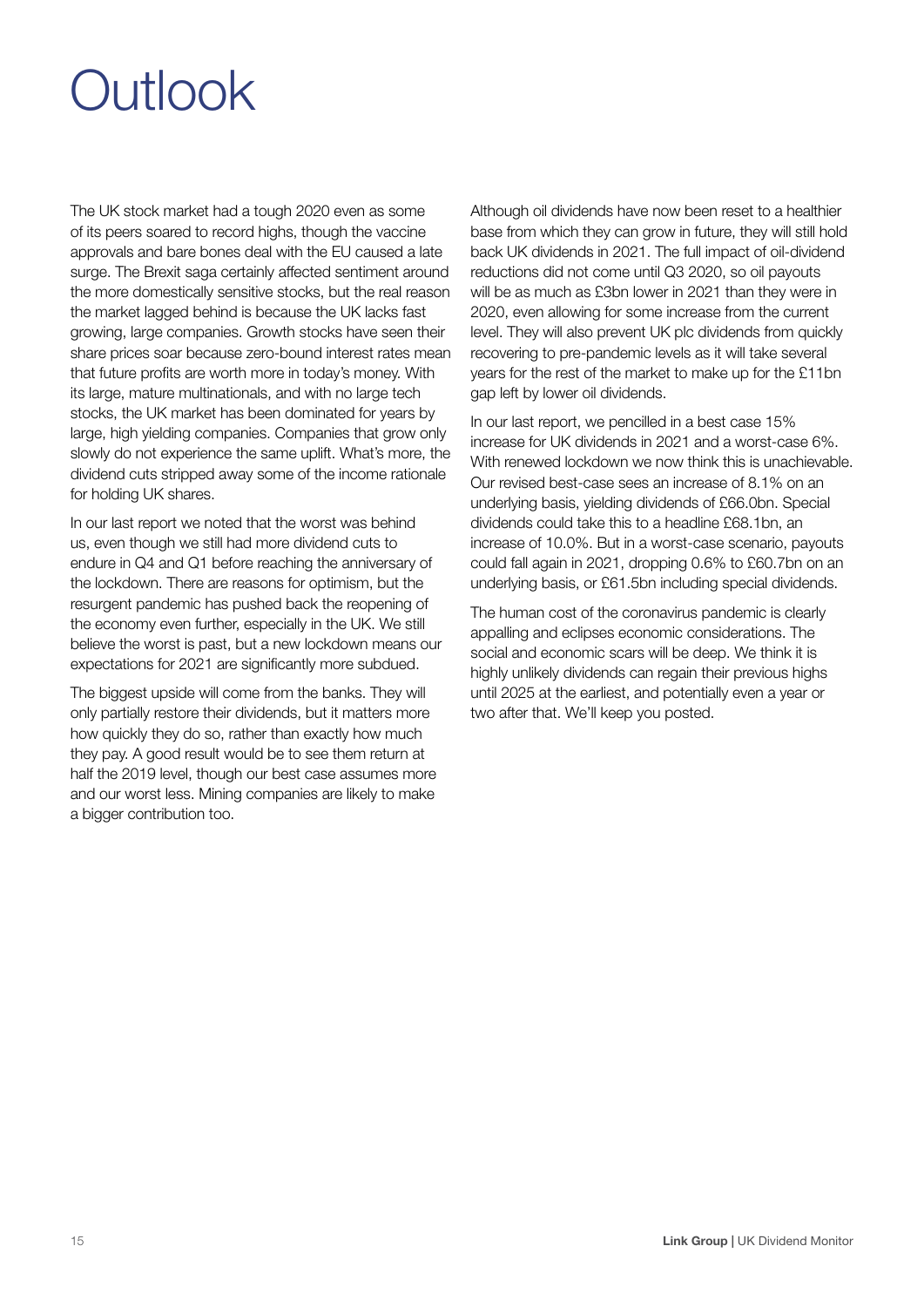# Outlook

The UK stock market had a tough 2020 even as some of its peers soared to record highs, though the vaccine approvals and bare bones deal with the EU caused a late surge. The Brexit saga certainly affected sentiment around the more domestically sensitive stocks, but the real reason the market lagged behind is because the UK lacks fast growing, large companies. Growth stocks have seen their share prices soar because zero-bound interest rates mean that future profits are worth more in today's money. With its large, mature multinationals, and with no large tech stocks, the UK market has been dominated for years by large, high yielding companies. Companies that grow only slowly do not experience the same uplift. What's more, the dividend cuts stripped away some of the income rationale for holding UK shares.

In our last report we noted that the worst was behind us, even though we still had more dividend cuts to endure in Q4 and Q1 before reaching the anniversary of the lockdown. There are reasons for optimism, but the resurgent pandemic has pushed back the reopening of the economy even further, especially in the UK. We still believe the worst is past, but a new lockdown means our expectations for 2021 are significantly more subdued.

The biggest upside will come from the banks. They will only partially restore their dividends, but it matters more how quickly they do so, rather than exactly how much they pay. A good result would be to see them return at half the 2019 level, though our best case assumes more and our worst less. Mining companies are likely to make a bigger contribution too.

Although oil dividends have now been reset to a healthier base from which they can grow in future, they will still hold back UK dividends in 2021. The full impact of oil-dividend reductions did not come until Q3 2020, so oil payouts will be as much as £3bn lower in 2021 than they were in 2020, even allowing for some increase from the current level. They will also prevent UK plc dividends from quickly recovering to pre-pandemic levels as it will take several years for the rest of the market to make up for the £11bn gap left by lower oil dividends.

In our last report, we pencilled in a best case 15% increase for UK dividends in 2021 and a worst-case 6%. With renewed lockdown we now think this is unachievable. Our revised best-case sees an increase of 8.1% on an underlying basis, yielding dividends of £66.0bn. Special dividends could take this to a headline £68.1bn, an increase of 10.0%. But in a worst-case scenario, payouts could fall again in 2021, dropping 0.6% to £60.7bn on an underlying basis, or £61.5bn including special dividends.

The human cost of the coronavirus pandemic is clearly appalling and eclipses economic considerations. The social and economic scars will be deep. We think it is highly unlikely dividends can regain their previous highs until 2025 at the earliest, and potentially even a year or two after that. We'll keep you posted.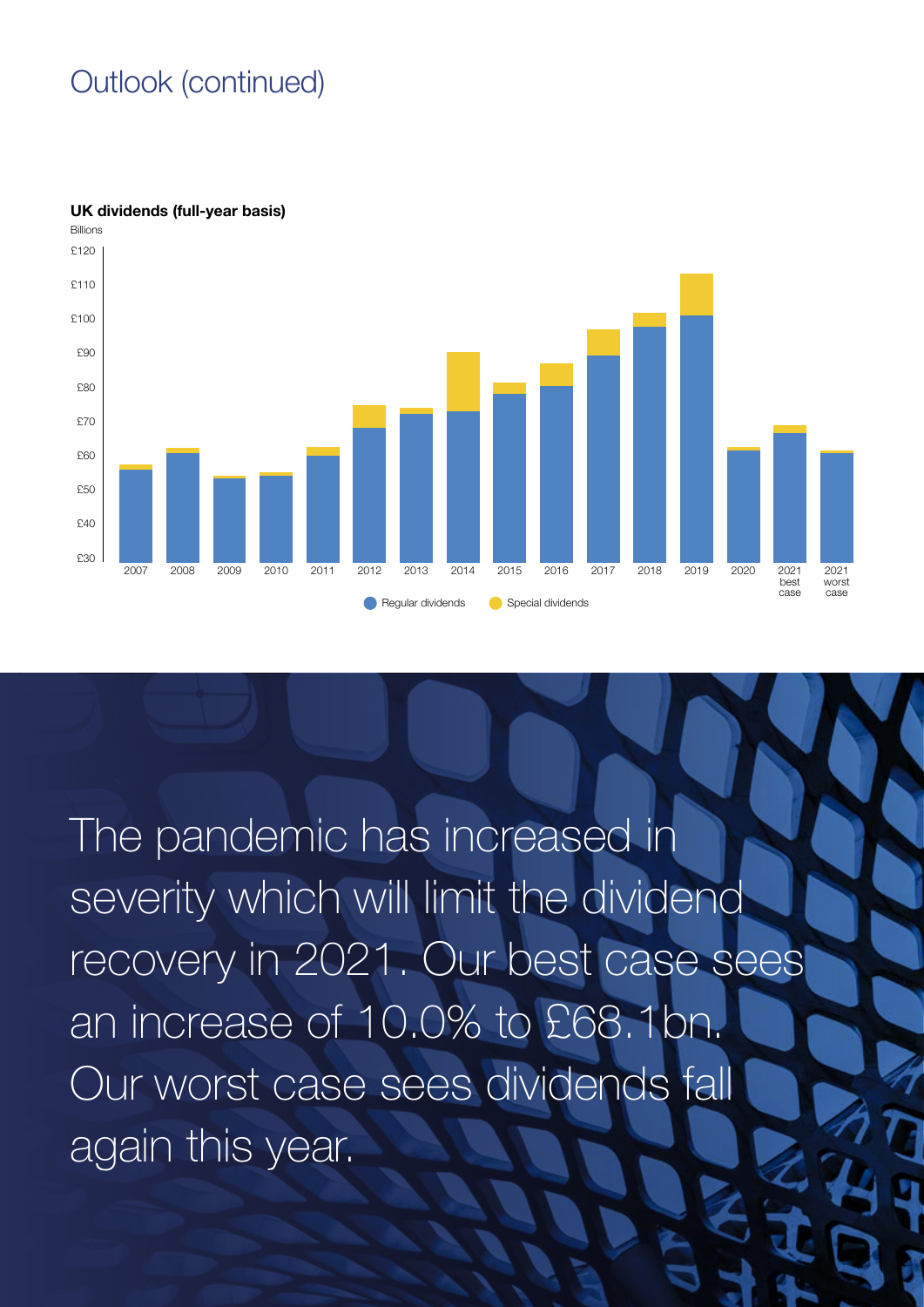# Outlook (continued)

**UK dividends (full-year basis)**

Billions

Regular dividends | Special dividends

The pandemic has increased in severity which will limit the dividend recovery in 2021. Our best case sees an increase of 10.0% to £68.1bn. Our worst case sees dividends fall again this year.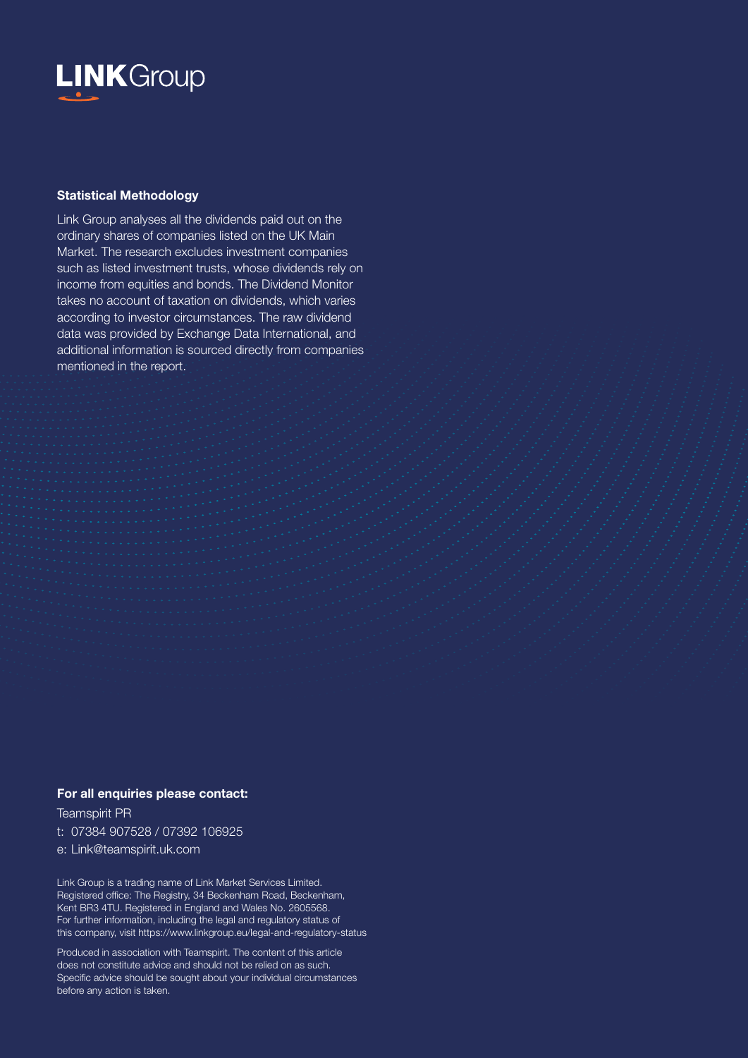**LINK**Group

### Statistical Methodology

Link Group analyses all the dividends paid out on the ordinary shares of companies listed on the UK Main Market. The research excludes investment companies such as listed investment trusts, whose dividends rely on income from equities and bonds. The Dividend Monitor takes no account of taxation on dividends, which varies according to investor circumstances. The raw dividend data was provided by Exchange Data International, and additional information is sourced directly from companies mentioned in the report.

**For all enquiries please contact:**

Teamspirit PR

t: 07384 907528 / 07392 106925

e: Link@teamspirit.uk.com

Link Group is a trading name of Link Market Services Limited. Registered office: The Registry, 34 Beckenham Road, Beckenham, Kent BR3 4TU. Registered in England and Wales No. 2605568. For further information, including the legal and regulatory status of this company, visit https://www.linkgroup.eu/legal-and-regulatory-status

Produced in association with Teamspirit. The content of this article does not constitute advice and should not be relied on as such. Specific advice should be sought about your individual circumstances before any action is taken.